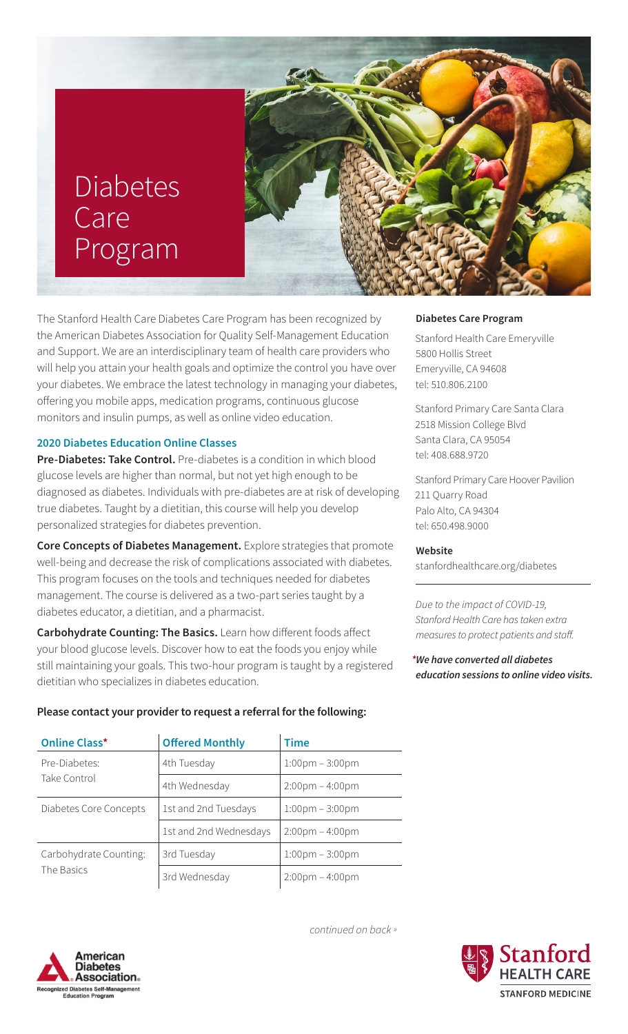# Diabetes Care Program

The Stanford Health Care Diabetes Care Program has been recognized by the American Diabetes Association for Quality Self-Management Education and Support. We are an interdisciplinary team of health care providers who will help you attain your health goals and optimize the control you have over your diabetes. We embrace the latest technology in managing your diabetes, offering you mobile apps, medication programs, continuous glucose monitors and insulin pumps, as well as online video education.

### 2020 Diabetes Education Online Classes

**Pre-Diabetes: Take Control.** Pre-diabetes is a condition in which blood glucose levels are higher than normal, but not yet high enough to be diagnosed as diabetes. Individuals with pre-diabetes are at risk of developing true diabetes. Taught by a dietitian, this course will help you develop personalized strategies for diabetes prevention.

**Core Concepts of Diabetes Management.** Explore strategies that promote well-being and decrease the risk of complications associated with diabetes. This program focuses on the tools and techniques needed for diabetes management. The course is delivered as a two-part series taught by a diabetes educator, a dietitian, and a pharmacist.

**Carbohydrate Counting: The Basics.** Learn how different foods affect your blood glucose levels. Discover how to eat the foods you enjoy while still maintaining your goals. This two-hour program is taught by a registered dietitian who specializes in diabetes education.

**Please contact your provider to request a referral for the following:**

| Online Class* | Offered Monthly | Time |
|---|---|---|
| Pre-Diabetes: Take Control | 4th Tuesday | 1:00pm – 3:00pm |
| | 4th Wednesday | 2:00pm – 4:00pm |
| Diabetes Core Concepts | 1st and 2nd Tuesdays | 1:00pm – 3:00pm |
| | 1st and 2nd Wednesdays | 2:00pm – 4:00pm |
| Carbohydrate Counting: The Basics | 3rd Tuesday | 1:00pm – 3:00pm |
| | 3rd Wednesday | 2:00pm – 4:00pm |

*continued on back »*

**Diabetes Care Program**

Stanford Health Care Emeryville
5800 Hollis Street
Emeryville, CA 94608
tel: 510.806.2100

Stanford Primary Care Santa Clara
2518 Mission College Blvd
Santa Clara, CA 95054
tel: 408.688.9720

Stanford Primary Care Hoover Pavilion
211 Quarry Road
Palo Alto, CA 94304
tel: 650.498.9000

**Website**
stanfordhealthcare.org/diabetes

*Due to the impact of COVID-19, Stanford Health Care has taken extra measures to protect patients and staff.*

***We have converted all diabetes education sessions to online video visits.***

American Diabetes Association. Recognized Diabetes Self-Management Education Program

Stanford HEALTH CARE
STANFORD MEDICINE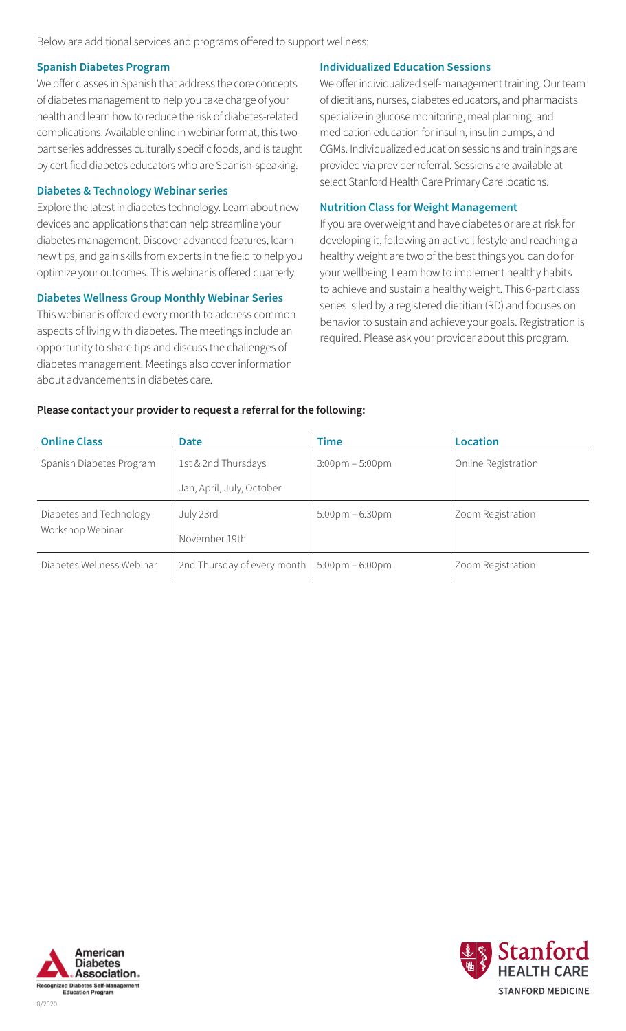Below are additional services and programs offered to support wellness:

### Spanish Diabetes Program

We offer classes in Spanish that address the core concepts of diabetes management to help you take charge of your health and learn how to reduce the risk of diabetes-related complications. Available online in webinar format, this two-part series addresses culturally specific foods, and is taught by certified diabetes educators who are Spanish-speaking.

### Diabetes & Technology Webinar series

Explore the latest in diabetes technology. Learn about new devices and applications that can help streamline your diabetes management. Discover advanced features, learn new tips, and gain skills from experts in the field to help you optimize your outcomes. This webinar is offered quarterly.

### Diabetes Wellness Group Monthly Webinar Series

This webinar is offered every month to address common aspects of living with diabetes. The meetings include an opportunity to share tips and discuss the challenges of diabetes management. Meetings also cover information about advancements in diabetes care.

### Individualized Education Sessions

We offer individualized self-management training. Our team of dietitians, nurses, diabetes educators, and pharmacists specialize in glucose monitoring, meal planning, and medication education for insulin, insulin pumps, and CGMs. Individualized education sessions and trainings are provided via provider referral. Sessions are available at select Stanford Health Care Primary Care locations.

### Nutrition Class for Weight Management

If you are overweight and have diabetes or are at risk for developing it, following an active lifestyle and reaching a healthy weight are two of the best things you can do for your wellbeing. Learn how to implement healthy habits to achieve and sustain a healthy weight. This 6-part class series is led by a registered dietitian (RD) and focuses on behavior to sustain and achieve your goals. Registration is required. Please ask your provider about this program.

**Please contact your provider to request a referral for the following:**

| Online Class | Date | Time | Location |
|---|---|---|---|
| Spanish Diabetes Program | 1st & 2nd Thursdays<br>Jan, April, July, October | 3:00pm – 5:00pm | Online Registration |
| Diabetes and Technology Workshop Webinar | July 23rd<br>November 19th | 5:00pm – 6:30pm | Zoom Registration |
| Diabetes Wellness Webinar | 2nd Thursday of every month | 5:00pm – 6:00pm | Zoom Registration |

American Diabetes Association. Recognized Diabetes Self-Management Education Program

8/2020

Stanford HEALTH CARE

STANFORD MEDICINE